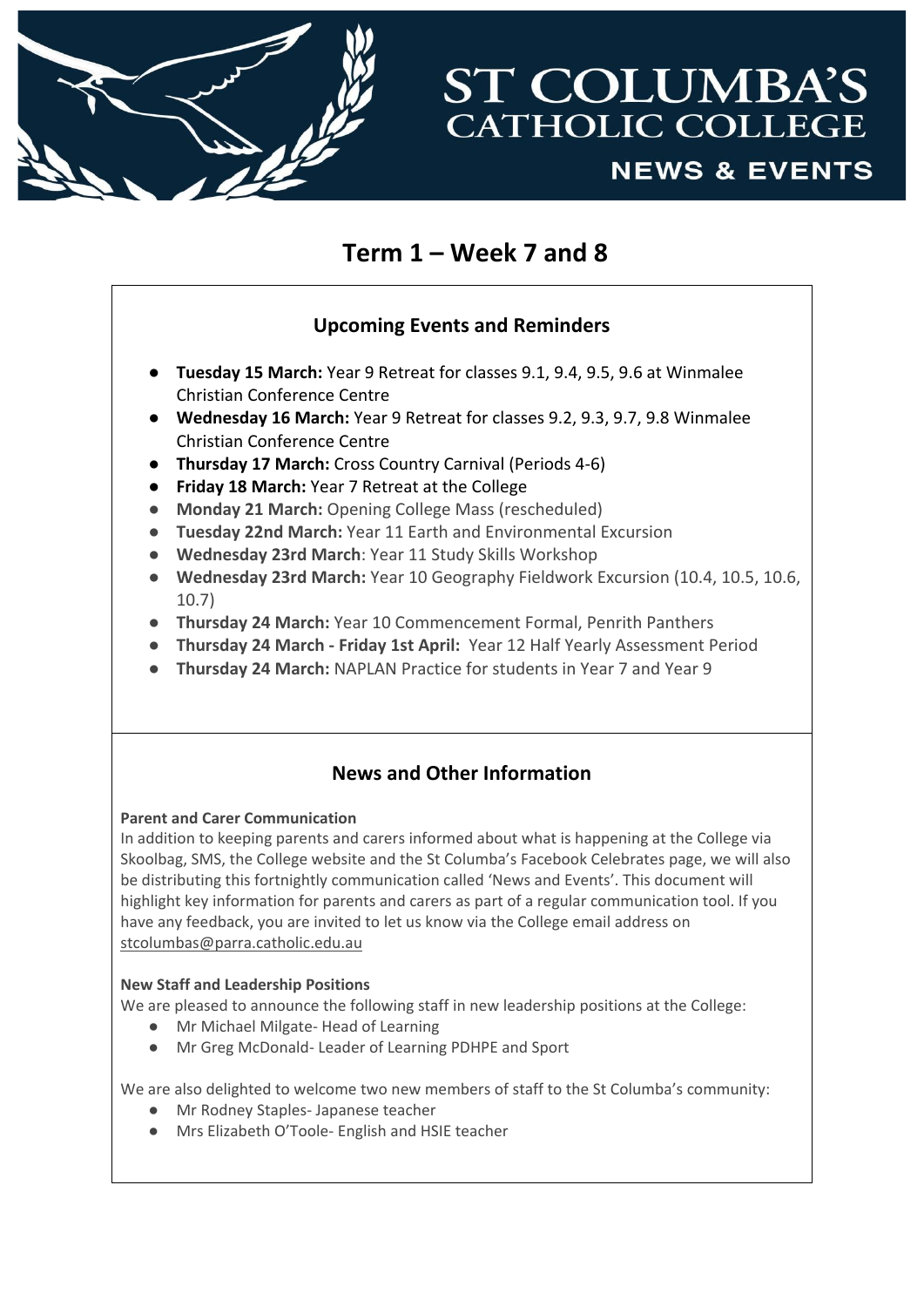# ST COLUMBA'S CATHOLIC COLLEGE

## NEWS & EVENTS

# Term 1 – Week 7 and 8

## Upcoming Events and Reminders

- **Tuesday 15 March:** Year 9 Retreat for classes 9.1, 9.4, 9.5, 9.6 at Winmalee Christian Conference Centre
- **Wednesday 16 March:** Year 9 Retreat for classes 9.2, 9.3, 9.7, 9.8 Winmalee Christian Conference Centre
- **Thursday 17 March:** Cross Country Carnival (Periods 4-6)
- **Friday 18 March:** Year 7 Retreat at the College
- **Monday 21 March:** Opening College Mass (rescheduled)
- **Tuesday 22nd March:** Year 11 Earth and Environmental Excursion
- **Wednesday 23rd March**: Year 11 Study Skills Workshop
- **Wednesday 23rd March:** Year 10 Geography Fieldwork Excursion (10.4, 10.5, 10.6, 10.7)
- **Thursday 24 March:** Year 10 Commencement Formal, Penrith Panthers
- **Thursday 24 March - Friday 1st April:** Year 12 Half Yearly Assessment Period
- **Thursday 24 March:** NAPLAN Practice for students in Year 7 and Year 9

## News and Other Information

**Parent and Carer Communication**

In addition to keeping parents and carers informed about what is happening at the College via Skoolbag, SMS, the College website and the St Columba's Facebook Celebrates page, we will also be distributing this fortnightly communication called 'News and Events'. This document will highlight key information for parents and carers as part of a regular communication tool. If you have any feedback, you are invited to let us know via the College email address on stcolumbas@parra.catholic.edu.au

**New Staff and Leadership Positions**

We are pleased to announce the following staff in new leadership positions at the College:

- Mr Michael Milgate- Head of Learning
- Mr Greg McDonald- Leader of Learning PDHPE and Sport

We are also delighted to welcome two new members of staff to the St Columba's community:

- Mr Rodney Staples- Japanese teacher
- Mrs Elizabeth O'Toole- English and HSIE teacher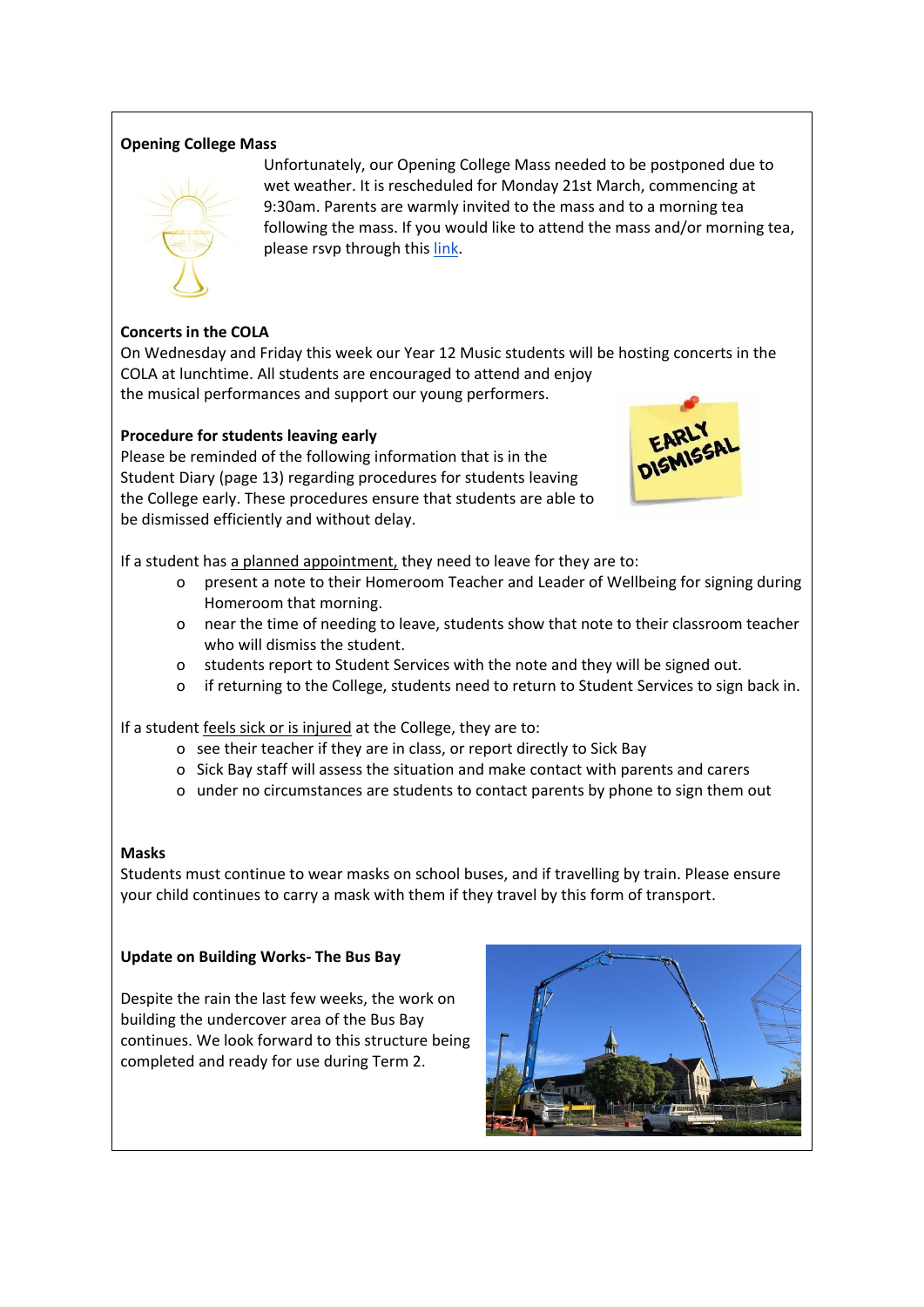**Opening College Mass**

Unfortunately, our Opening College Mass needed to be postponed due to wet weather. It is rescheduled for Monday 21st March, commencing at 9:30am. Parents are warmly invited to the mass and to a morning tea following the mass. If you would like to attend the mass and/or morning tea, please rsvp through this link.

**Concerts in the COLA**

On Wednesday and Friday this week our Year 12 Music students will be hosting concerts in the COLA at lunchtime. All students are encouraged to attend and enjoy the musical performances and support our young performers.

**Procedure for students leaving early**

Please be reminded of the following information that is in the Student Diary (page 13) regarding procedures for students leaving the College early. These procedures ensure that students are able to be dismissed efficiently and without delay.

If a student has a planned appointment, they need to leave for they are to:

- present a note to their Homeroom Teacher and Leader of Wellbeing for signing during Homeroom that morning.
- near the time of needing to leave, students show that note to their classroom teacher who will dismiss the student.
- students report to Student Services with the note and they will be signed out.
- if returning to the College, students need to return to Student Services to sign back in.

If a student feels sick or is injured at the College, they are to:

- see their teacher if they are in class, or report directly to Sick Bay
- Sick Bay staff will assess the situation and make contact with parents and carers
- under no circumstances are students to contact parents by phone to sign them out

**Masks**

Students must continue to wear masks on school buses, and if travelling by train. Please ensure your child continues to carry a mask with them if they travel by this form of transport.

**Update on Building Works- The Bus Bay**

Despite the rain the last few weeks, the work on building the undercover area of the Bus Bay continues. We look forward to this structure being completed and ready for use during Term 2.